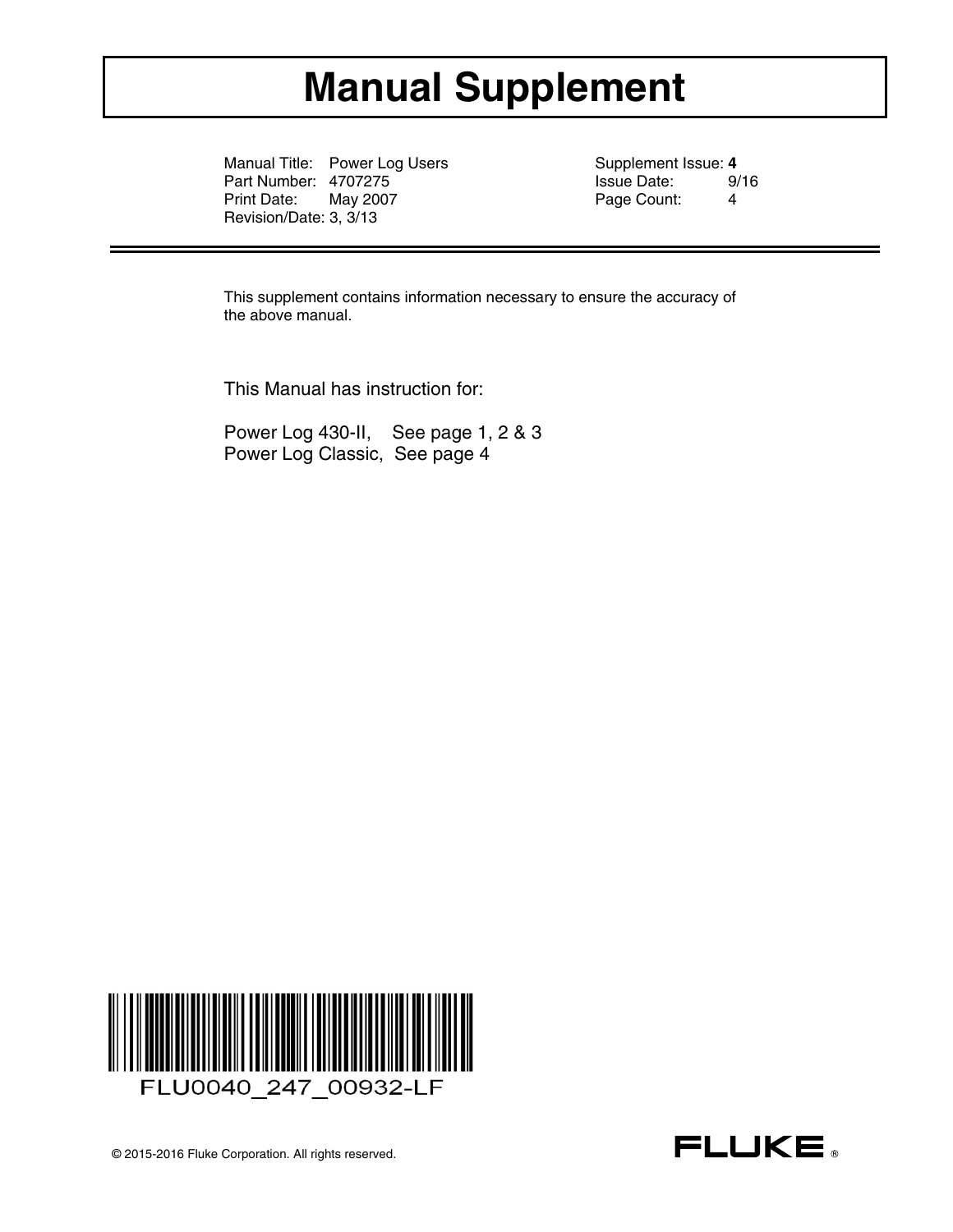# Manual Supplement

| | | | |
|---|---|---|---|
| Manual Title: | Power Log Users | Supplement Issue: | **4** |
| Part Number: | 4707275 | Issue Date: | 9/16 |
| Print Date: | May 2007 | Page Count: | 4 |
| Revision/Date: | 3, 3/13 | | |

This supplement contains information necessary to ensure the accuracy of the above manual.

This Manual has instruction for:

Power Log 430-II, See page 1, 2 & 3
Power Log Classic, See page 4

FLU0040_247_00932-LF

© 2015-2016 Fluke Corporation. All rights reserved.

FLUKE ®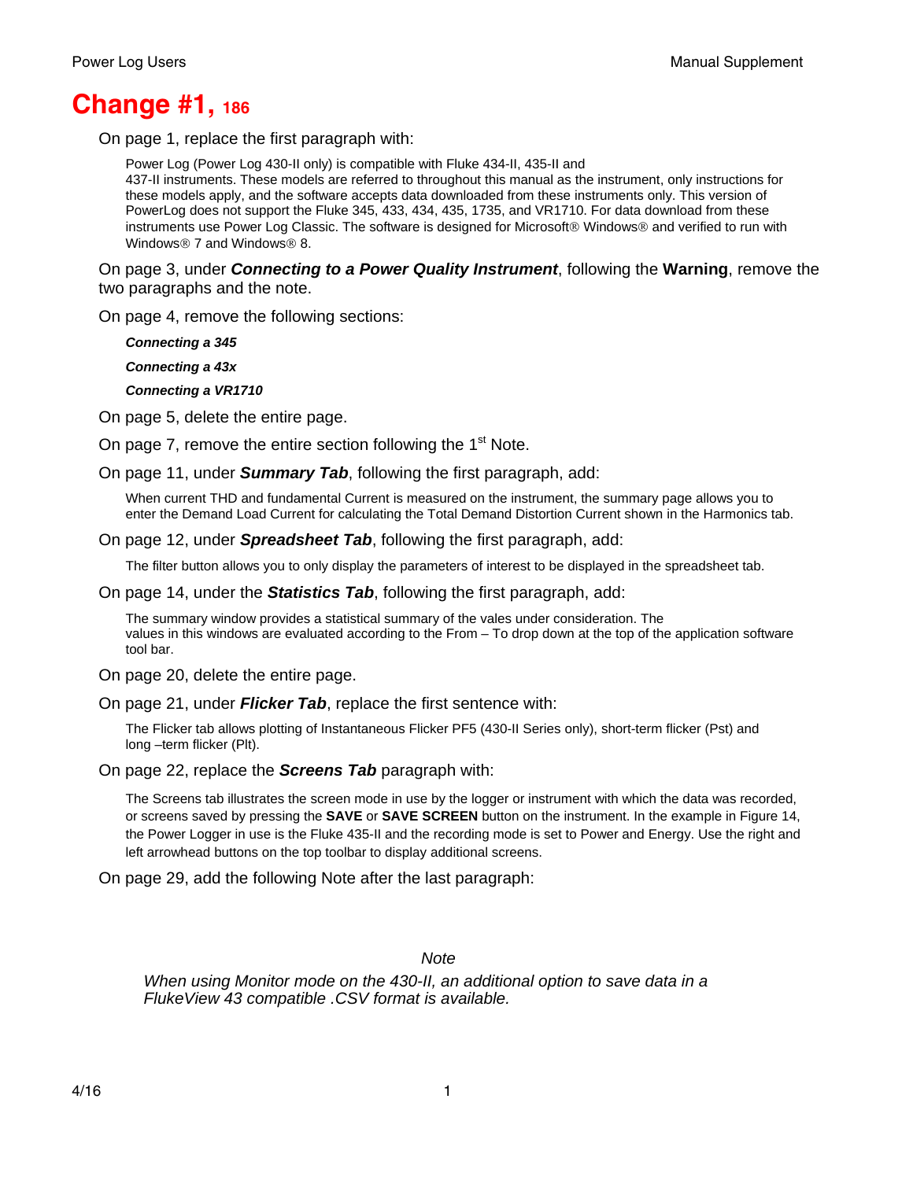# Change #1, 186

On page 1, replace the first paragraph with:

> Power Log (Power Log 430-II only) is compatible with Fluke 434-II, 435-II and 437-II instruments. These models are referred to throughout this manual as the instrument, only instructions for these models apply, and the software accepts data downloaded from these instruments only. This version of PowerLog does not support the Fluke 345, 433, 434, 435, 1735, and VR1710. For data download from these instruments use Power Log Classic. The software is designed for Microsoft® Windows® and verified to run with Windows® 7 and Windows® 8.

On page 3, under ***Connecting to a Power Quality Instrument***, following the **Warning**, remove the two paragraphs and the note.

On page 4, remove the following sections:

> ***Connecting a 345***
>
> ***Connecting a 43x***
>
> ***Connecting a VR1710***

On page 5, delete the entire page.

On page 7, remove the entire section following the 1st Note.

On page 11, under ***Summary Tab***, following the first paragraph, add:

> When current THD and fundamental Current is measured on the instrument, the summary page allows you to enter the Demand Load Current for calculating the Total Demand Distortion Current shown in the Harmonics tab.

On page 12, under ***Spreadsheet Tab***, following the first paragraph, add:

> The filter button allows you to only display the parameters of interest to be displayed in the spreadsheet tab.

On page 14, under the ***Statistics Tab***, following the first paragraph, add:

> The summary window provides a statistical summary of the vales under consideration. The values in this windows are evaluated according to the From – To drop down at the top of the application software tool bar.

On page 20, delete the entire page.

On page 21, under ***Flicker Tab***, replace the first sentence with:

> The Flicker tab allows plotting of Instantaneous Flicker PF5 (430-II Series only), short-term flicker (Pst) and long –term flicker (Plt).

On page 22, replace the ***Screens Tab*** paragraph with:

> The Screens tab illustrates the screen mode in use by the logger or instrument with which the data was recorded, or screens saved by pressing the **SAVE** or **SAVE SCREEN** button on the instrument. In the example in Figure 14, the Power Logger in use is the Fluke 435-II and the recording mode is set to Power and Energy. Use the right and left arrowhead buttons on the top toolbar to display additional screens.

On page 29, add the following Note after the last paragraph:

*Note*

*When using Monitor mode on the 430-II, an additional option to save data in a FlukeView 43 compatible .CSV format is available.*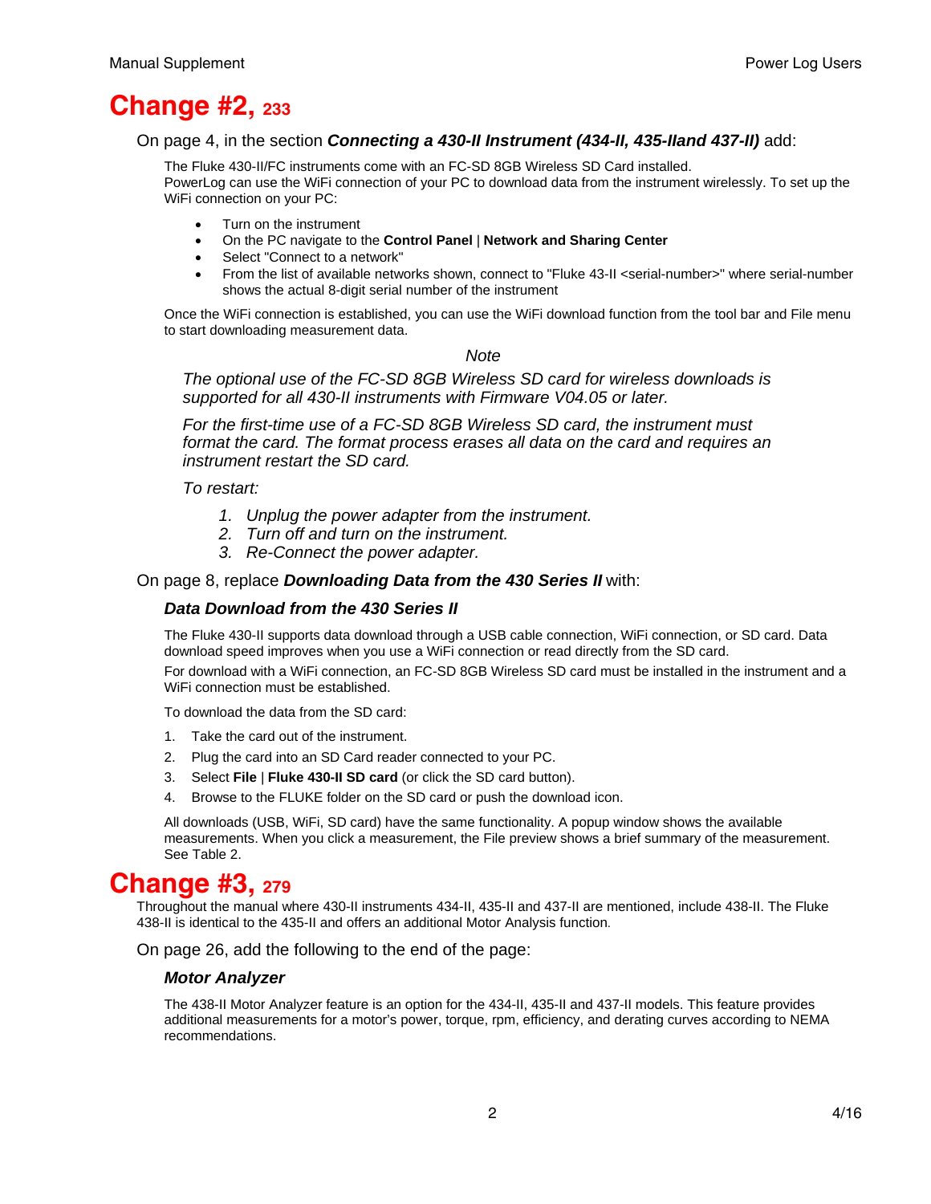# Change #2, 233

On page 4, in the section ***Connecting a 430-II Instrument (434-II, 435-IIand 437-II)*** add:

The Fluke 430-II/FC instruments come with an FC-SD 8GB Wireless SD Card installed.
PowerLog can use the WiFi connection of your PC to download data from the instrument wirelessly. To set up the WiFi connection on your PC:

- Turn on the instrument
- On the PC navigate to the **Control Panel** | **Network and Sharing Center**
- Select "Connect to a network"
- From the list of available networks shown, connect to "Fluke 43-II <serial-number>" where serial-number shows the actual 8-digit serial number of the instrument

Once the WiFi connection is established, you can use the WiFi download function from the tool bar and File menu to start downloading measurement data.

*Note*

*The optional use of the FC-SD 8GB Wireless SD card for wireless downloads is supported for all 430-II instruments with Firmware V04.05 or later.*

*For the first-time use of a FC-SD 8GB Wireless SD card, the instrument must format the card. The format process erases all data on the card and requires an instrument restart the SD card.*

*To restart:*

1. *Unplug the power adapter from the instrument.*
2. *Turn off and turn on the instrument.*
3. *Re-Connect the power adapter.*

On page 8, replace ***Downloading Data from the 430 Series II*** with:

### *Data Download from the 430 Series II*

The Fluke 430-II supports data download through a USB cable connection, WiFi connection, or SD card. Data download speed improves when you use a WiFi connection or read directly from the SD card.

For download with a WiFi connection, an FC-SD 8GB Wireless SD card must be installed in the instrument and a WiFi connection must be established.

To download the data from the SD card:

1. Take the card out of the instrument.
2. Plug the card into an SD Card reader connected to your PC.
3. Select **File** | **Fluke 430-II SD card** (or click the SD card button).
4. Browse to the FLUKE folder on the SD card or push the download icon.

All downloads (USB, WiFi, SD card) have the same functionality. A popup window shows the available measurements. When you click a measurement, the File preview shows a brief summary of the measurement. See Table 2.

# Change #3, 279

Throughout the manual where 430-II instruments 434-II, 435-II and 437-II are mentioned, include 438-II. The Fluke 438-II is identical to the 435-II and offers an additional Motor Analysis function.

On page 26, add the following to the end of the page:

### *Motor Analyzer*

The 438-II Motor Analyzer feature is an option for the 434-II, 435-II and 437-II models. This feature provides additional measurements for a motor's power, torque, rpm, efficiency, and derating curves according to NEMA recommendations.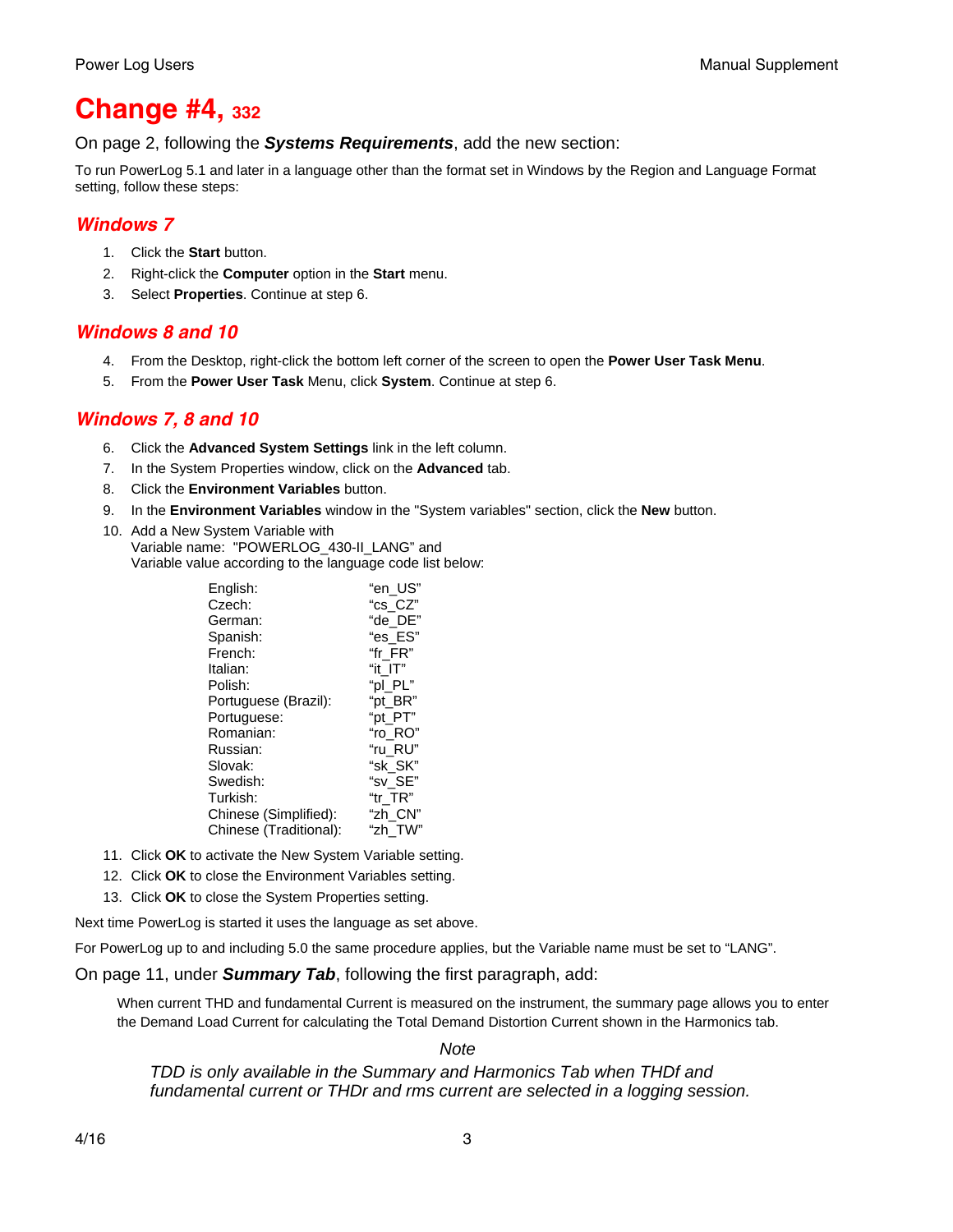# Change #4, 332

On page 2, following the ***Systems Requirements***, add the new section:

To run PowerLog 5.1 and later in a language other than the format set in Windows by the Region and Language Format setting, follow these steps:

## *Windows 7*

1. Click the **Start** button.
2. Right-click the **Computer** option in the **Start** menu.
3. Select **Properties**. Continue at step 6.

## *Windows 8 and 10*

4. From the Desktop, right-click the bottom left corner of the screen to open the **Power User Task Menu**.
5. From the **Power User Task** Menu, click **System**. Continue at step 6.

## *Windows 7, 8 and 10*

6. Click the **Advanced System Settings** link in the left column.
7. In the System Properties window, click on the **Advanced** tab.
8. Click the **Environment Variables** button.
9. In the **Environment Variables** window in the "System variables" section, click the **New** button.
10. Add a New System Variable with
    Variable name: "POWERLOG_430-II_LANG" and
    Variable value according to the language code list below:

| | |
|---|---|
| English: | "en_US" |
| Czech: | "cs_CZ" |
| German: | "de_DE" |
| Spanish: | "es_ES" |
| French: | "fr_FR" |
| Italian: | "it_IT" |
| Polish: | "pl_PL" |
| Portuguese (Brazil): | "pt_BR" |
| Portuguese: | "pt_PT" |
| Romanian: | "ro_RO" |
| Russian: | "ru_RU" |
| Slovak: | "sk_SK" |
| Swedish: | "sv_SE" |
| Turkish: | "tr_TR" |
| Chinese (Simplified): | "zh_CN" |
| Chinese (Traditional): | "zh_TW" |

11. Click **OK** to activate the New System Variable setting.
12. Click **OK** to close the Environment Variables setting.
13. Click **OK** to close the System Properties setting.

Next time PowerLog is started it uses the language as set above.

For PowerLog up to and including 5.0 the same procedure applies, but the Variable name must be set to "LANG".

On page 11, under ***Summary Tab***, following the first paragraph, add:

When current THD and fundamental Current is measured on the instrument, the summary page allows you to enter the Demand Load Current for calculating the Total Demand Distortion Current shown in the Harmonics tab.

*Note*

*TDD is only available in the Summary and Harmonics Tab when THDf and fundamental current or THDr and rms current are selected in a logging session.*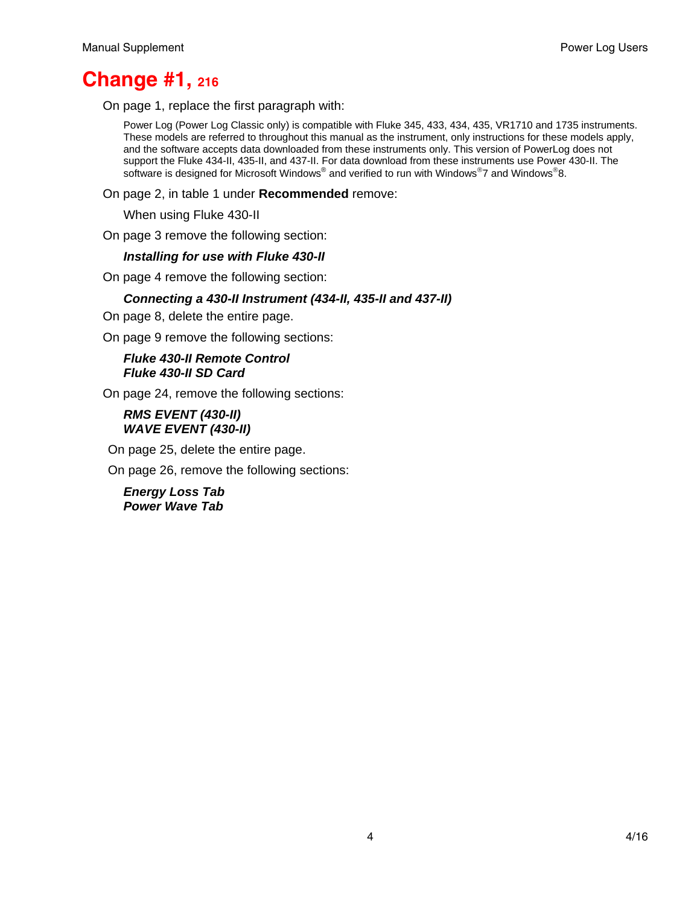# Change #1, 216

On page 1, replace the first paragraph with:

> Power Log (Power Log Classic only) is compatible with Fluke 345, 433, 434, 435, VR1710 and 1735 instruments. These models are referred to throughout this manual as the instrument, only instructions for these models apply, and the software accepts data downloaded from these instruments only. This version of PowerLog does not support the Fluke 434-II, 435-II, and 437-II. For data download from these instruments use Power 430-II. The software is designed for Microsoft Windows® and verified to run with Windows®7 and Windows®8.

On page 2, in table 1 under **Recommended** remove:

> When using Fluke 430-II

On page 3 remove the following section:

> ***Installing for use with Fluke 430-II***

On page 4 remove the following section:

> ***Connecting a 430-II Instrument (434-II, 435-II and 437-II)***

On page 8, delete the entire page.

On page 9 remove the following sections:

> ***Fluke 430-II Remote Control***
> ***Fluke 430-II SD Card***

On page 24, remove the following sections:

> ***RMS EVENT (430-II)***
> ***WAVE EVENT (430-II)***

On page 25, delete the entire page.

On page 26, remove the following sections:

> ***Energy Loss Tab***
> ***Power Wave Tab***